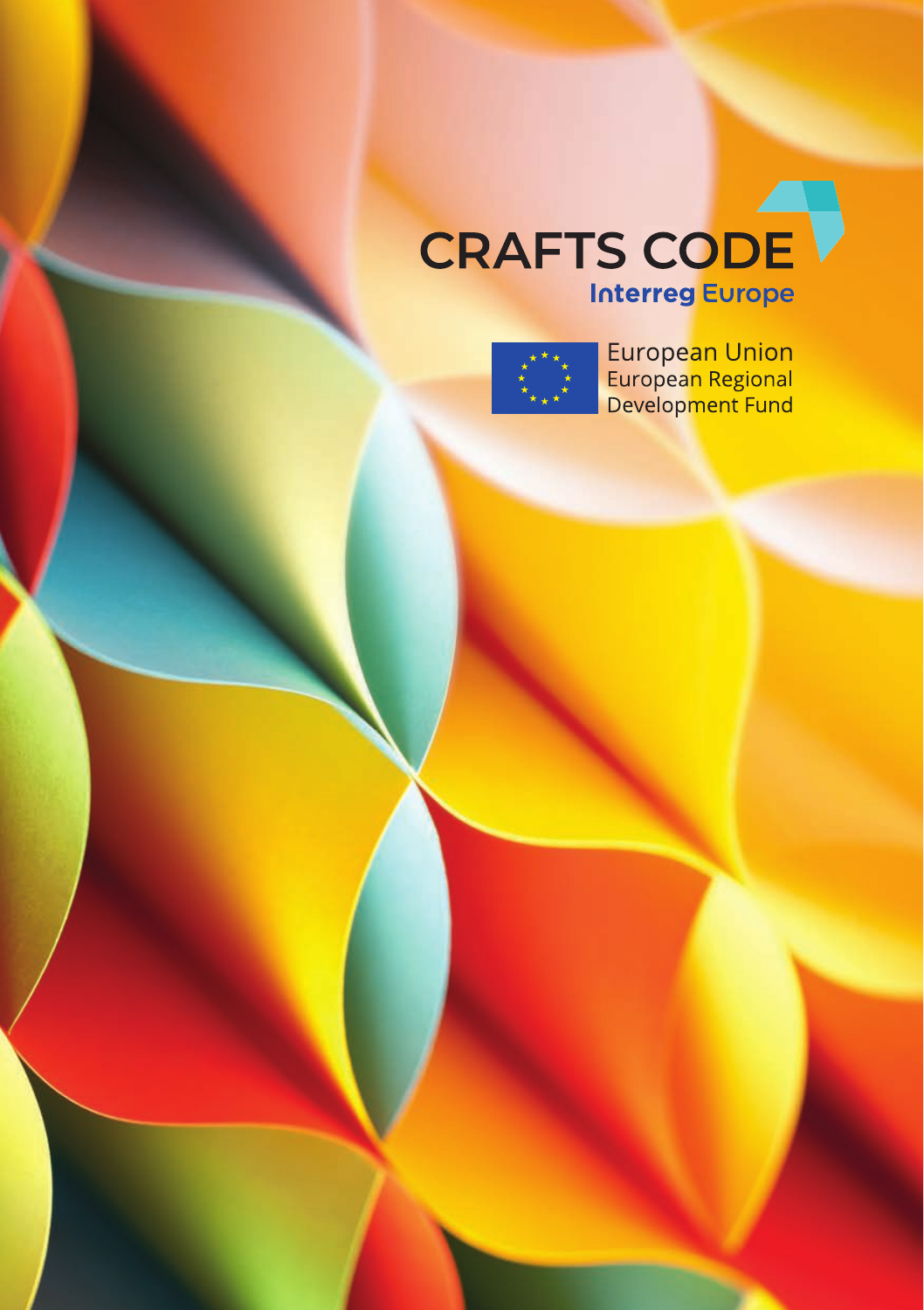# CRAFTS CODE

**Interreg Europe**

European Union
European Regional
Development Fund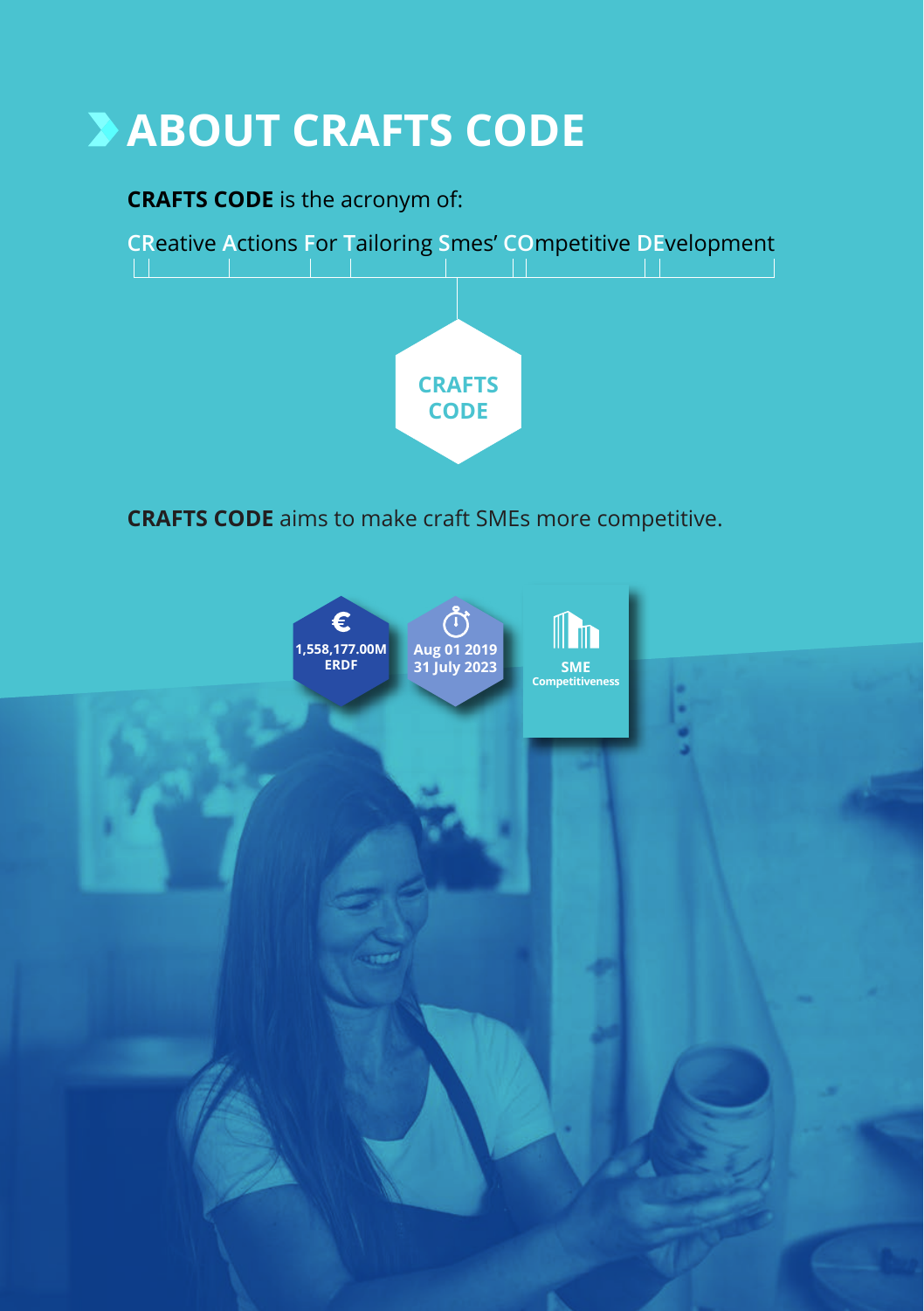# ABOUT CRAFTS CODE

**CRAFTS CODE** is the acronym of:

CReative Actions For Tailoring Smes' COmpetitive DEvelopment

CRAFTS CODE

**CRAFTS CODE** aims to make craft SMEs more competitive.

1,558,177.00M ERDF

Aug 01 2019 31 July 2023

SME Competitiveness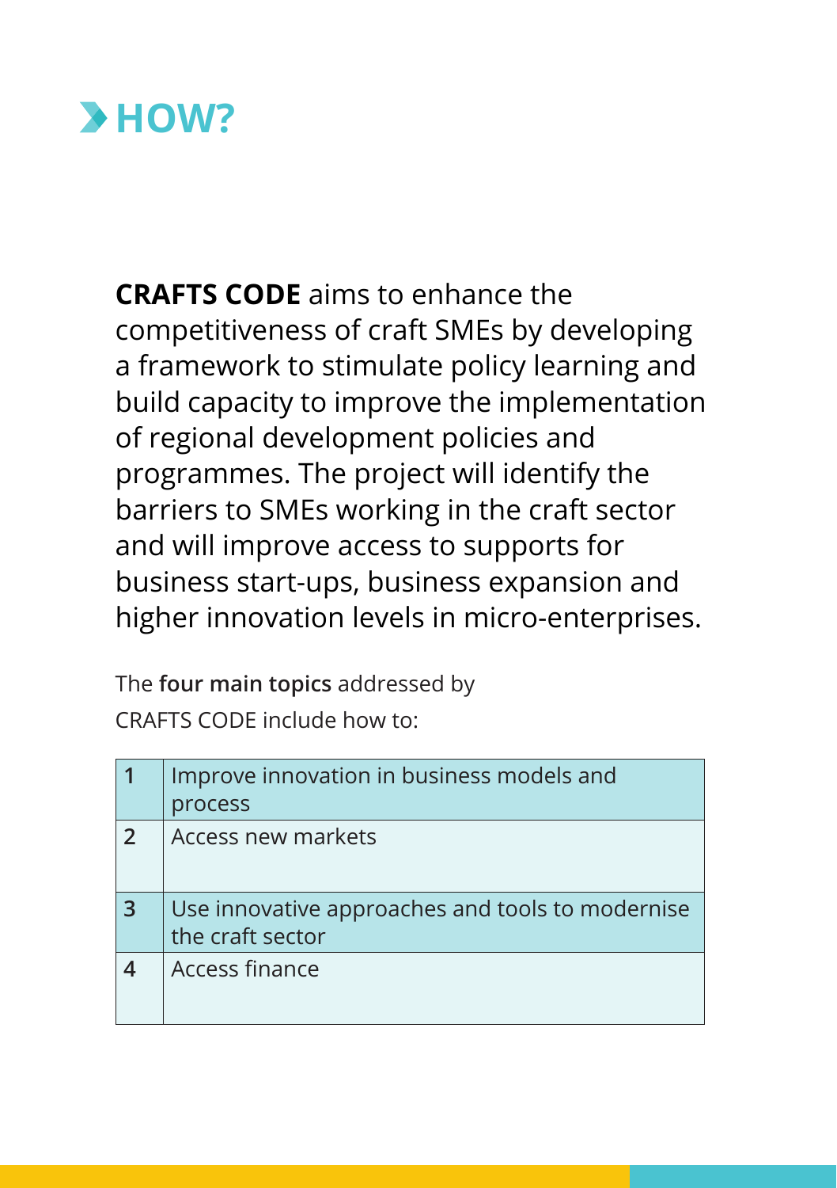# HOW?

**CRAFTS CODE** aims to enhance the competitiveness of craft SMEs by developing a framework to stimulate policy learning and build capacity to improve the implementation of regional development policies and programmes. The project will identify the barriers to SMEs working in the craft sector and will improve access to supports for business start-ups, business expansion and higher innovation levels in micro-enterprises.

The **four main topics** addressed by CRAFTS CODE include how to:

| | |
|---|---|
| 1 | Improve innovation in business models and process |
| 2 | Access new markets |
| 3 | Use innovative approaches and tools to modernise the craft sector |
| 4 | Access finance |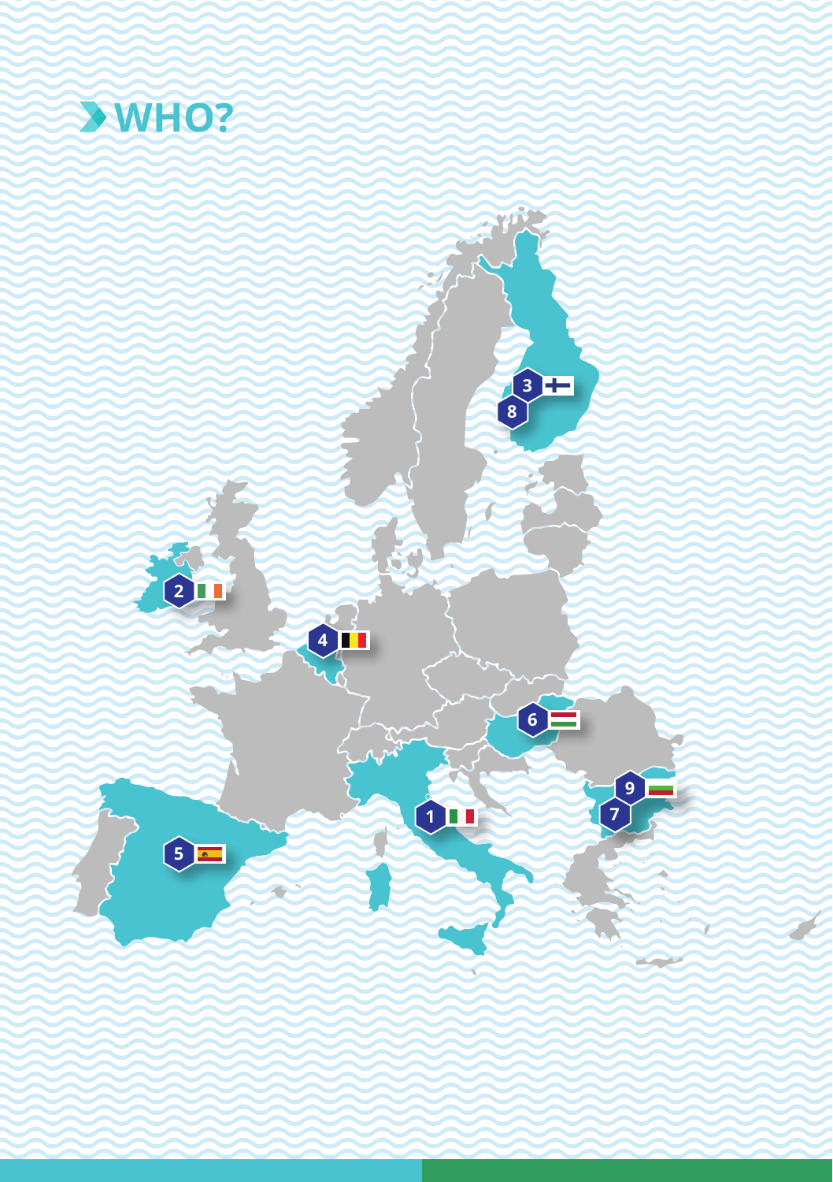# WHO?

1
2
3
4
5
6
7
8
9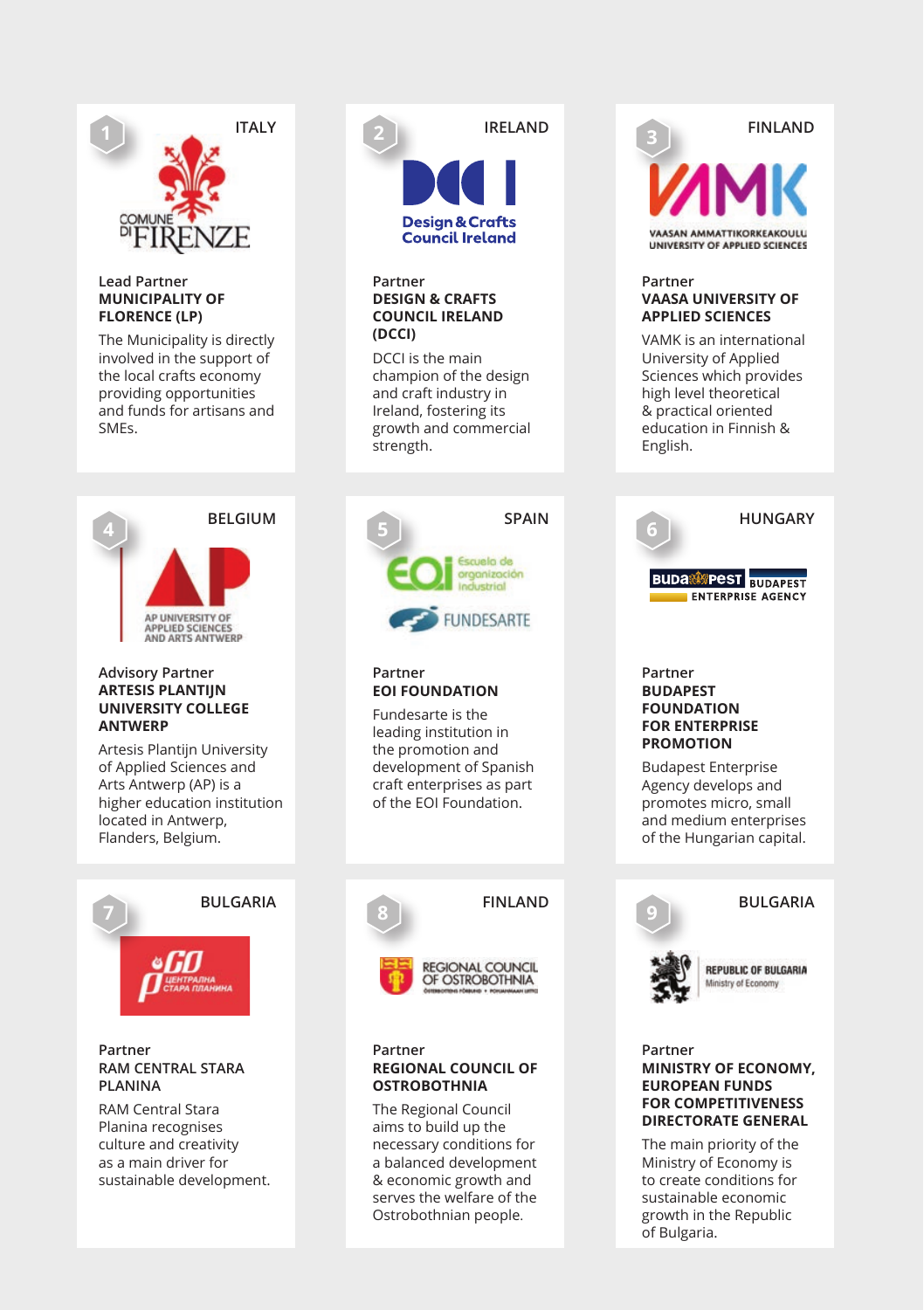**1** ITALY

Lead Partner
**MUNICIPALITY OF FLORENCE (LP)**

The Municipality is directly involved in the support of the local crafts economy providing opportunities and funds for artisans and SMEs.

**2** IRELAND

Partner
**DESIGN & CRAFTS COUNCIL IRELAND (DCCI)**

DCCI is the main champion of the design and craft industry in Ireland, fostering its growth and commercial strength.

**3** FINLAND

Partner
**VAASA UNIVERSITY OF APPLIED SCIENCES**

VAMK is an international University of Applied Sciences which provides high level theoretical & practical oriented education in Finnish & English.

**4** BELGIUM

Advisory Partner
**ARTESIS PLANTIJN UNIVERSITY COLLEGE ANTWERP**

Artesis Plantijn University of Applied Sciences and Arts Antwerp (AP) is a higher education institution located in Antwerp, Flanders, Belgium.

**5** SPAIN

Partner
**EOI FOUNDATION**

Fundesarte is the leading institution in the promotion and development of Spanish craft enterprises as part of the EOI Foundation.

**6** HUNGARY

Partner
**BUDAPEST FOUNDATION FOR ENTERPRISE PROMOTION**

Budapest Enterprise Agency develops and promotes micro, small and medium enterprises of the Hungarian capital.

**7** BULGARIA

Partner
**RAM CENTRAL STARA PLANINA**

RAM Central Stara Planina recognises culture and creativity as a main driver for sustainable development.

**8** FINLAND

Partner
**REGIONAL COUNCIL OF OSTROBOTHNIA**

The Regional Council aims to build up the necessary conditions for a balanced development & economic growth and serves the welfare of the Ostrobothnian people.

**9** BULGARIA

Partner
**MINISTRY OF ECONOMY, EUROPEAN FUNDS FOR COMPETITIVENESS DIRECTORATE GENERAL**

The main priority of the Ministry of Economy is to create conditions for sustainable economic growth in the Republic of Bulgaria.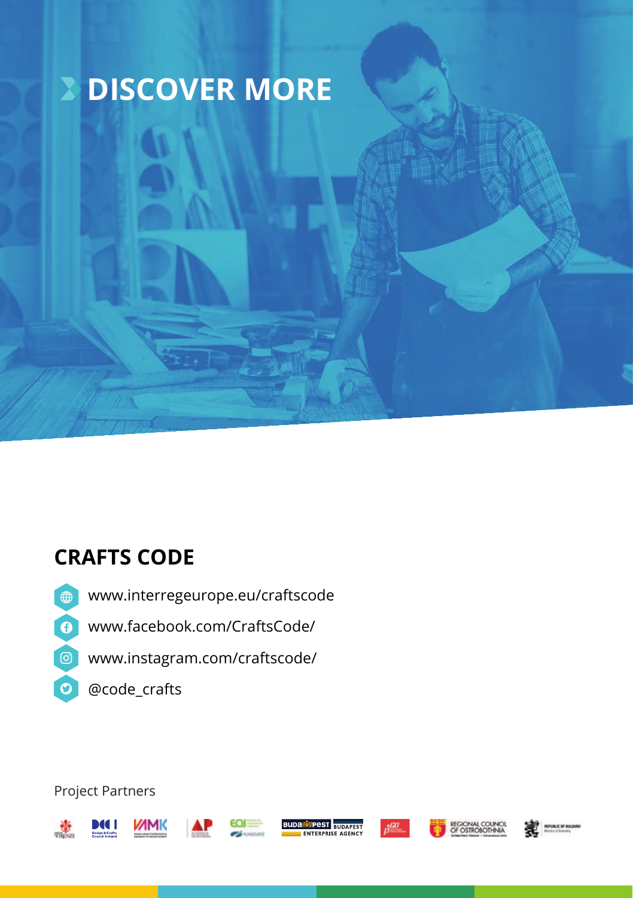# DISCOVER MORE

## CRAFTS CODE

- www.interregeurope.eu/craftscode
- www.facebook.com/CraftsCode/
- www.instagram.com/craftscode/
- @code_crafts

Project Partners